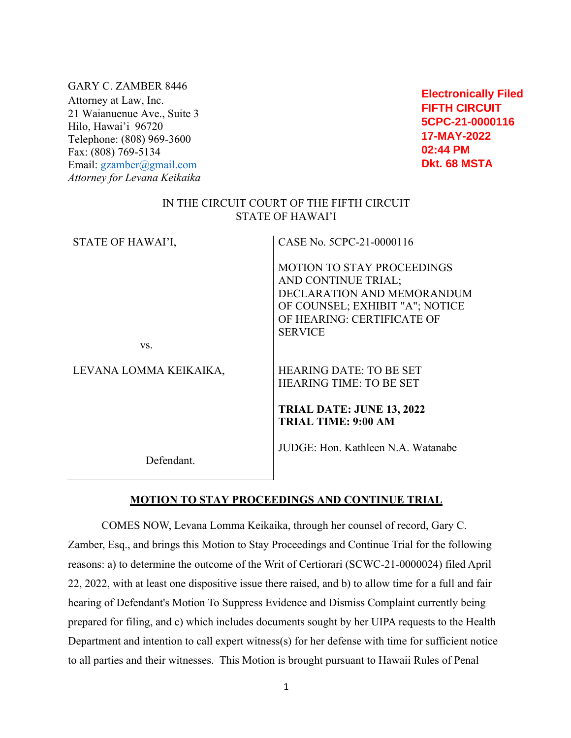GARY C. ZAMBER 8446
Attorney at Law, Inc.
21 Waianuenue Ave., Suite 3
Hilo, Hawai'i 96720
Telephone: (808) 969-3600
Fax: (808) 769-5134
Email: gzamber@gmail.com
*Attorney for Levana Keikaika*

**Electronically Filed**
**FIFTH CIRCUIT**
**5CPC-21-0000116**
**17-MAY-2022**
**02:44 PM**
**Dkt. 68 MSTA**

IN THE CIRCUIT COURT OF THE FIFTH CIRCUIT
STATE OF HAWAI'I

| | |
|---|---|
| STATE OF HAWAI'I, | CASE No. 5CPC-21-0000116 |
| | MOTION TO STAY PROCEEDINGS AND CONTINUE TRIAL; DECLARATION AND MEMORANDUM OF COUNSEL; EXHIBIT "A"; NOTICE OF HEARING: CERTIFICATE OF SERVICE |
| vs. | |
| LEVANA LOMMA KEIKAIKA, | HEARING DATE: TO BE SET<br>HEARING TIME: TO BE SET |
| | **TRIAL DATE: JUNE 13, 2022**<br>**TRIAL TIME: 9:00 AM** |
| Defendant. | JUDGE: Hon. Kathleen N.A. Watanabe |

**MOTION TO STAY PROCEEDINGS AND CONTINUE TRIAL**

COMES NOW, Levana Lomma Keikaika, through her counsel of record, Gary C. Zamber, Esq., and brings this Motion to Stay Proceedings and Continue Trial for the following reasons: a) to determine the outcome of the Writ of Certiorari (SCWC-21-0000024) filed April 22, 2022, with at least one dispositive issue there raised, and b) to allow time for a full and fair hearing of Defendant's Motion To Suppress Evidence and Dismiss Complaint currently being prepared for filing, and c) which includes documents sought by her UIPA requests to the Health Department and intention to call expert witness(s) for her defense with time for sufficient notice to all parties and their witnesses. This Motion is brought pursuant to Hawaii Rules of Penal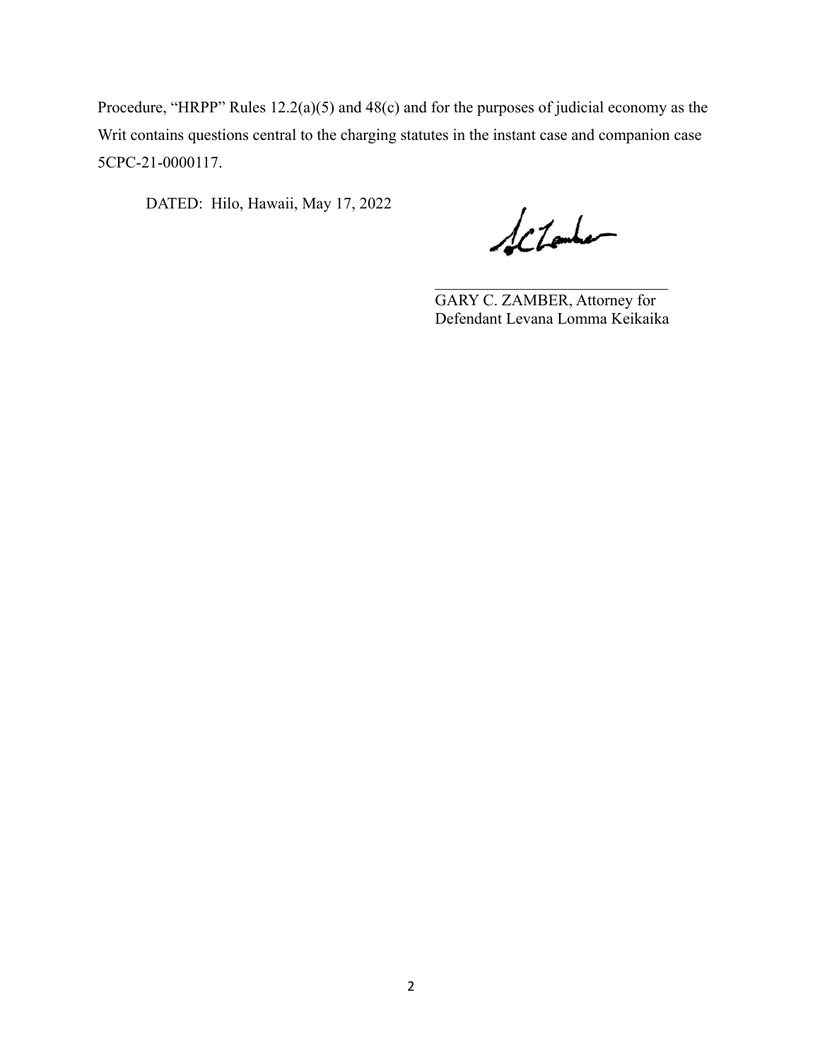Procedure, "HRPP" Rules 12.2(a)(5) and 48(c) and for the purposes of judicial economy as the Writ contains questions central to the charging statutes in the instant case and companion case 5CPC-21-0000117.

DATED: Hilo, Hawaii, May 17, 2022

\_\_\_\_\_\_\_\_\_\_\_\_\_\_\_\_\_\_\_\_\_\_\_\_\_\_\_\_\_\_
GARY C. ZAMBER, Attorney for
Defendant Levana Lomma Keikaika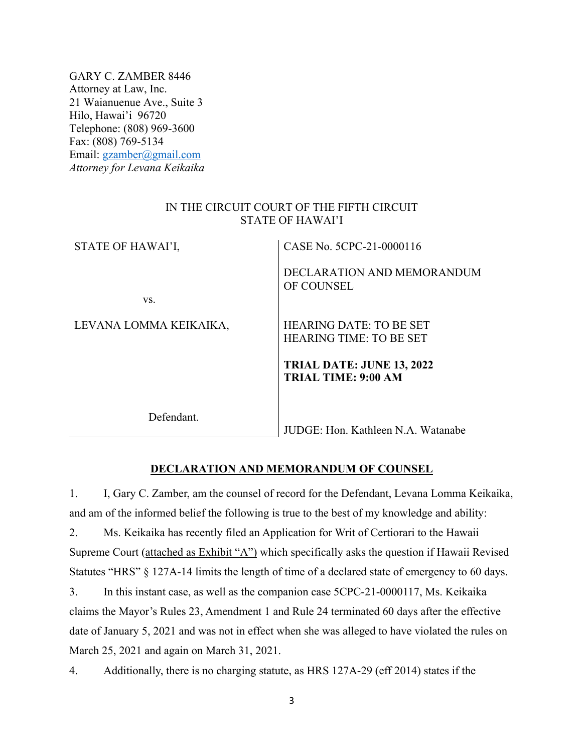GARY C. ZAMBER 8446
Attorney at Law, Inc.
21 Waianuenue Ave., Suite 3
Hilo, Hawai'i 96720
Telephone: (808) 969-3600
Fax: (808) 769-5134
Email: gzamber@gmail.com
*Attorney for Levana Keikaika*

IN THE CIRCUIT COURT OF THE FIFTH CIRCUIT
STATE OF HAWAI'I

| | |
|---|---|
| STATE OF HAWAI'I, | CASE No. 5CPC-21-0000116 |
| | DECLARATION AND MEMORANDUM OF COUNSEL |
| vs. | |
| LEVANA LOMMA KEIKAIKA, | HEARING DATE: TO BE SET<br>HEARING TIME: TO BE SET |
| | **TRIAL DATE: JUNE 13, 2022**<br>**TRIAL TIME: 9:00 AM** |
| Defendant. | JUDGE: Hon. Kathleen N.A. Watanabe |

## DECLARATION AND MEMORANDUM OF COUNSEL

1. I, Gary C. Zamber, am the counsel of record for the Defendant, Levana Lomma Keikaika, and am of the informed belief the following is true to the best of my knowledge and ability:

2. Ms. Keikaika has recently filed an Application for Writ of Certiorari to the Hawaii Supreme Court (attached as Exhibit "A") which specifically asks the question if Hawaii Revised Statutes "HRS" § 127A-14 limits the length of time of a declared state of emergency to 60 days.

3. In this instant case, as well as the companion case 5CPC-21-0000117, Ms. Keikaika claims the Mayor's Rules 23, Amendment 1 and Rule 24 terminated 60 days after the effective date of January 5, 2021 and was not in effect when she was alleged to have violated the rules on March 25, 2021 and again on March 31, 2021.

4. Additionally, there is no charging statute, as HRS 127A-29 (eff 2014) states if the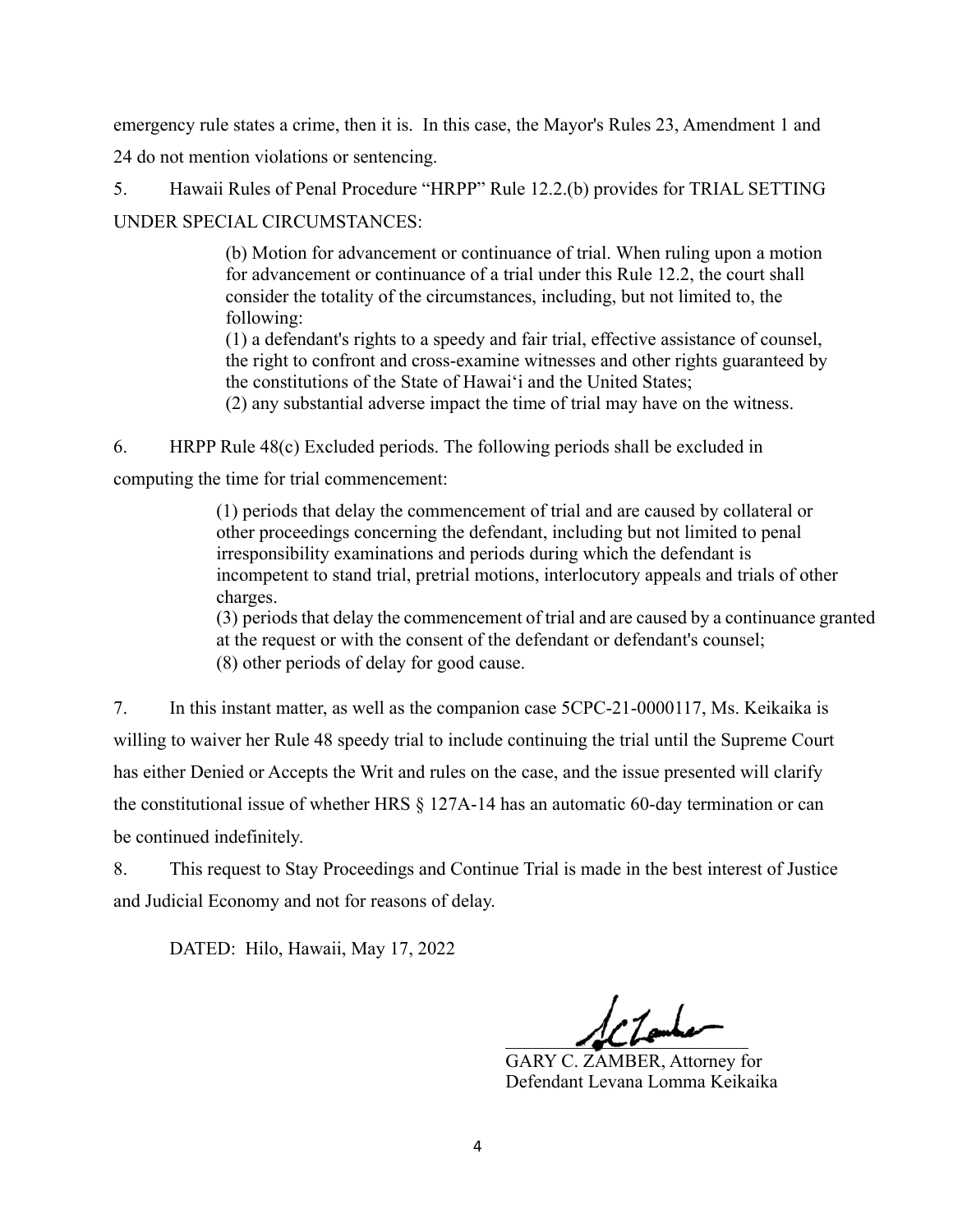emergency rule states a crime, then it is. In this case, the Mayor's Rules 23, Amendment 1 and 24 do not mention violations or sentencing.

5. Hawaii Rules of Penal Procedure "HRPP" Rule 12.2.(b) provides for TRIAL SETTING UNDER SPECIAL CIRCUMSTANCES:

> (b) Motion for advancement or continuance of trial. When ruling upon a motion for advancement or continuance of a trial under this Rule 12.2, the court shall consider the totality of the circumstances, including, but not limited to, the following:
> (1) a defendant's rights to a speedy and fair trial, effective assistance of counsel, the right to confront and cross-examine witnesses and other rights guaranteed by the constitutions of the State of Hawaiʻi and the United States;
> (2) any substantial adverse impact the time of trial may have on the witness.

6. HRPP Rule 48(c) Excluded periods. The following periods shall be excluded in computing the time for trial commencement:

> (1) periods that delay the commencement of trial and are caused by collateral or other proceedings concerning the defendant, including but not limited to penal irresponsibility examinations and periods during which the defendant is incompetent to stand trial, pretrial motions, interlocutory appeals and trials of other charges.
> (3) periods that delay the commencement of trial and are caused by a continuance granted at the request or with the consent of the defendant or defendant's counsel;
> (8) other periods of delay for good cause.

7. In this instant matter, as well as the companion case 5CPC-21-0000117, Ms. Keikaika is willing to waiver her Rule 48 speedy trial to include continuing the trial until the Supreme Court has either Denied or Accepts the Writ and rules on the case, and the issue presented will clarify the constitutional issue of whether HRS § 127A-14 has an automatic 60-day termination or can be continued indefinitely.

8. This request to Stay Proceedings and Continue Trial is made in the best interest of Justice and Judicial Economy and not for reasons of delay.

DATED: Hilo, Hawaii, May 17, 2022

GARY C. ZAMBER, Attorney for
Defendant Levana Lomma Keikaika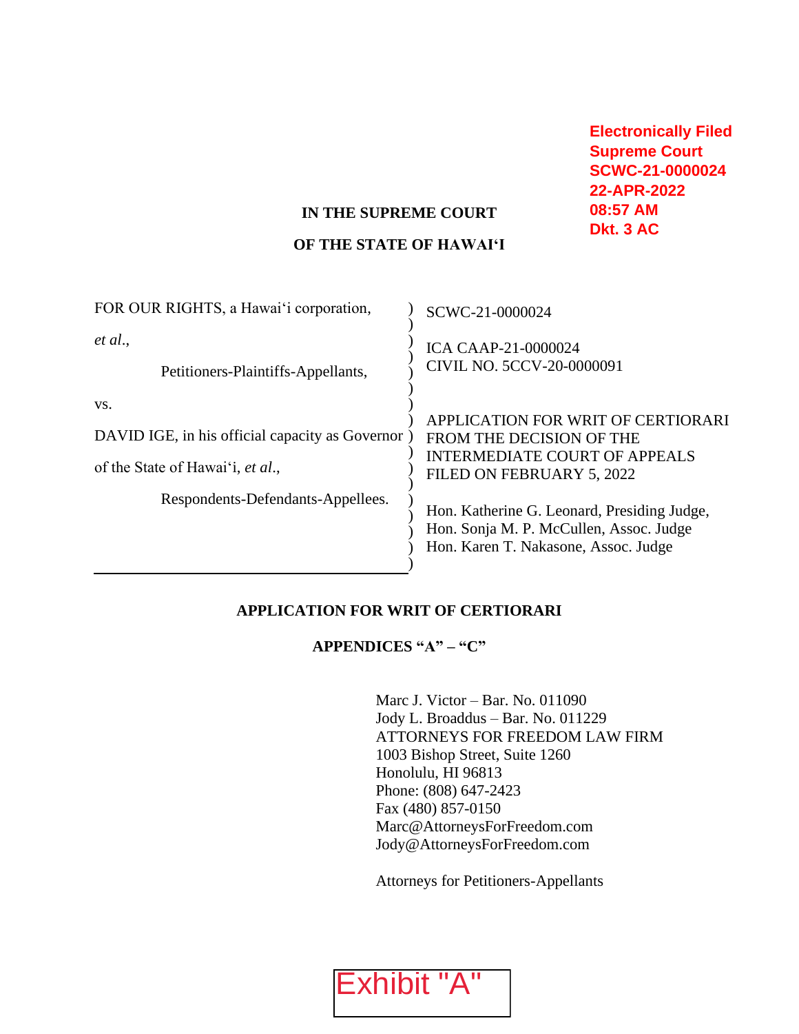**Electronically Filed**
**Supreme Court**
**SCWC-21-0000024**
**22-APR-2022**
**08:57 AM**
**Dkt. 3 AC**

**IN THE SUPREME COURT**

**OF THE STATE OF HAWAI'I**

| | |
|---|---|
| FOR OUR RIGHTS, a Hawai'i corporation, *et al*., | SCWC-21-0000024 |
| Petitioners-Plaintiffs-Appellants, | ICA CAAP-21-0000024<br>CIVIL NO. 5CCV-20-0000091 |
| vs. | |
| DAVID IGE, in his official capacity as Governor of the State of Hawai'i, *et al*., | APPLICATION FOR WRIT OF CERTIORARI FROM THE DECISION OF THE INTERMEDIATE COURT OF APPEALS FILED ON FEBRUARY 5, 2022 |
| Respondents-Defendants-Appellees. | Hon. Katherine G. Leonard, Presiding Judge,<br>Hon. Sonja M. P. McCullen, Assoc. Judge<br>Hon. Karen T. Nakasone, Assoc. Judge |

**APPLICATION FOR WRIT OF CERTIORARI**

**APPENDICES "A" – "C"**

Marc J. Victor – Bar. No. 011090
Jody L. Broaddus – Bar. No. 011229
ATTORNEYS FOR FREEDOM LAW FIRM
1003 Bishop Street, Suite 1260
Honolulu, HI 96813
Phone: (808) 647-2423
Fax (480) 857-0150
Marc@AttorneysForFreedom.com
Jody@AttorneysForFreedom.com

Attorneys for Petitioners-Appellants

Exhibit "A"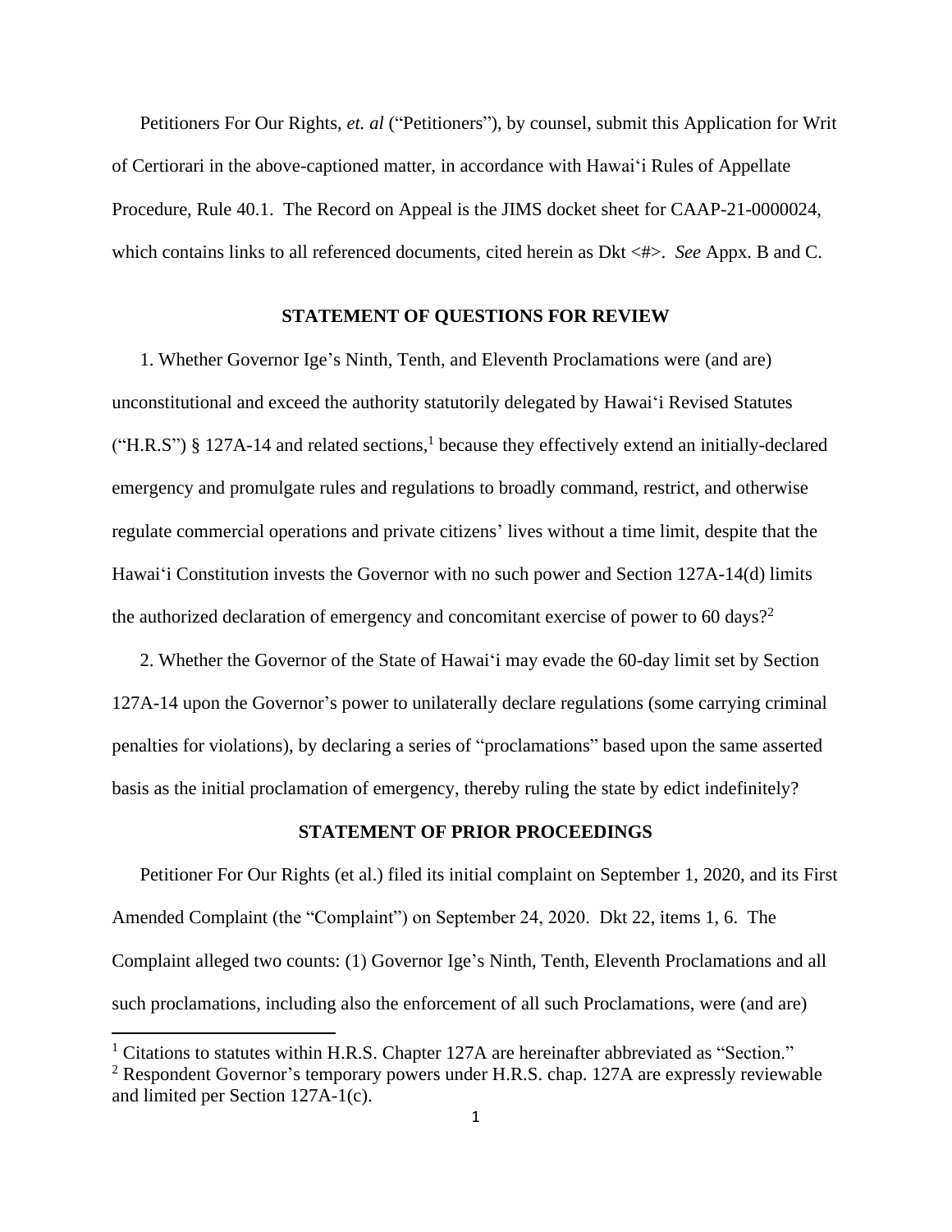Petitioners For Our Rights, *et. al* ("Petitioners"), by counsel, submit this Application for Writ of Certiorari in the above-captioned matter, in accordance with Hawaiʻi Rules of Appellate Procedure, Rule 40.1. The Record on Appeal is the JIMS docket sheet for CAAP-21-0000024, which contains links to all referenced documents, cited herein as Dkt <#>. *See* Appx. B and C.

## STATEMENT OF QUESTIONS FOR REVIEW

1. Whether Governor Ige's Ninth, Tenth, and Eleventh Proclamations were (and are) unconstitutional and exceed the authority statutorily delegated by Hawaiʻi Revised Statutes ("H.R.S") § 127A-14 and related sections,[1] because they effectively extend an initially-declared emergency and promulgate rules and regulations to broadly command, restrict, and otherwise regulate commercial operations and private citizens' lives without a time limit, despite that the Hawaiʻi Constitution invests the Governor with no such power and Section 127A-14(d) limits the authorized declaration of emergency and concomitant exercise of power to 60 days?[2]

2. Whether the Governor of the State of Hawaiʻi may evade the 60-day limit set by Section 127A-14 upon the Governor's power to unilaterally declare regulations (some carrying criminal penalties for violations), by declaring a series of "proclamations" based upon the same asserted basis as the initial proclamation of emergency, thereby ruling the state by edict indefinitely?

## STATEMENT OF PRIOR PROCEEDINGS

Petitioner For Our Rights (et al.) filed its initial complaint on September 1, 2020, and its First Amended Complaint (the "Complaint") on September 24, 2020. Dkt 22, items 1, 6. The Complaint alleged two counts: (1) Governor Ige's Ninth, Tenth, Eleventh Proclamations and all such proclamations, including also the enforcement of all such Proclamations, were (and are)

[1] Citations to statutes within H.R.S. Chapter 127A are hereinafter abbreviated as "Section."

[2] Respondent Governor's temporary powers under H.R.S. chap. 127A are expressly reviewable and limited per Section 127A-1(c).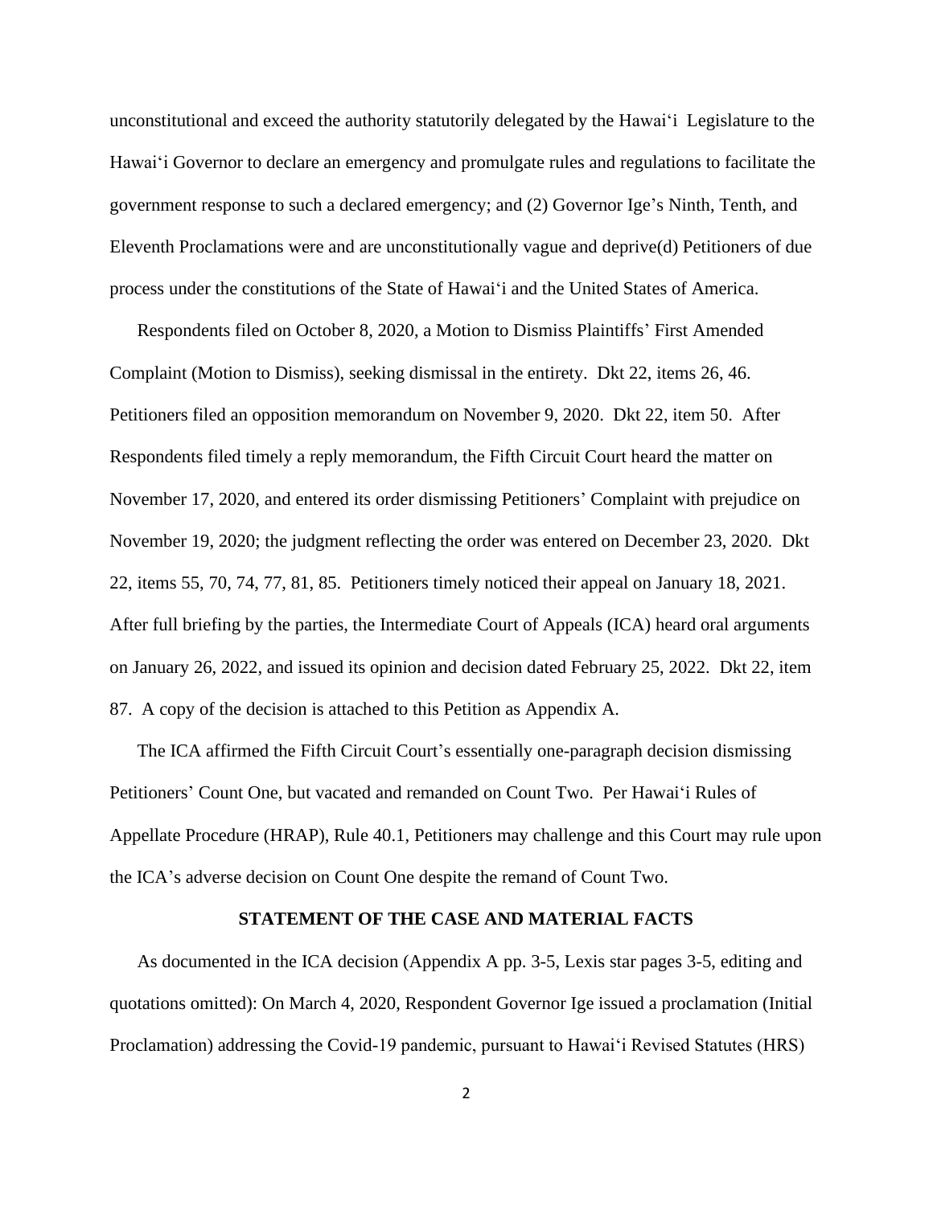unconstitutional and exceed the authority statutorily delegated by the Hawaiʻi Legislature to the Hawaiʻi Governor to declare an emergency and promulgate rules and regulations to facilitate the government response to such a declared emergency; and (2) Governor Ige's Ninth, Tenth, and Eleventh Proclamations were and are unconstitutionally vague and deprive(d) Petitioners of due process under the constitutions of the State of Hawaiʻi and the United States of America.

Respondents filed on October 8, 2020, a Motion to Dismiss Plaintiffs' First Amended Complaint (Motion to Dismiss), seeking dismissal in the entirety. Dkt 22, items 26, 46. Petitioners filed an opposition memorandum on November 9, 2020. Dkt 22, item 50. After Respondents filed timely a reply memorandum, the Fifth Circuit Court heard the matter on November 17, 2020, and entered its order dismissing Petitioners' Complaint with prejudice on November 19, 2020; the judgment reflecting the order was entered on December 23, 2020. Dkt 22, items 55, 70, 74, 77, 81, 85. Petitioners timely noticed their appeal on January 18, 2021. After full briefing by the parties, the Intermediate Court of Appeals (ICA) heard oral arguments on January 26, 2022, and issued its opinion and decision dated February 25, 2022. Dkt 22, item 87. A copy of the decision is attached to this Petition as Appendix A.

The ICA affirmed the Fifth Circuit Court's essentially one-paragraph decision dismissing Petitioners' Count One, but vacated and remanded on Count Two. Per Hawaiʻi Rules of Appellate Procedure (HRAP), Rule 40.1, Petitioners may challenge and this Court may rule upon the ICA's adverse decision on Count One despite the remand of Count Two.

## STATEMENT OF THE CASE AND MATERIAL FACTS

As documented in the ICA decision (Appendix A pp. 3-5, Lexis star pages 3-5, editing and quotations omitted): On March 4, 2020, Respondent Governor Ige issued a proclamation (Initial Proclamation) addressing the Covid-19 pandemic, pursuant to Hawaiʻi Revised Statutes (HRS)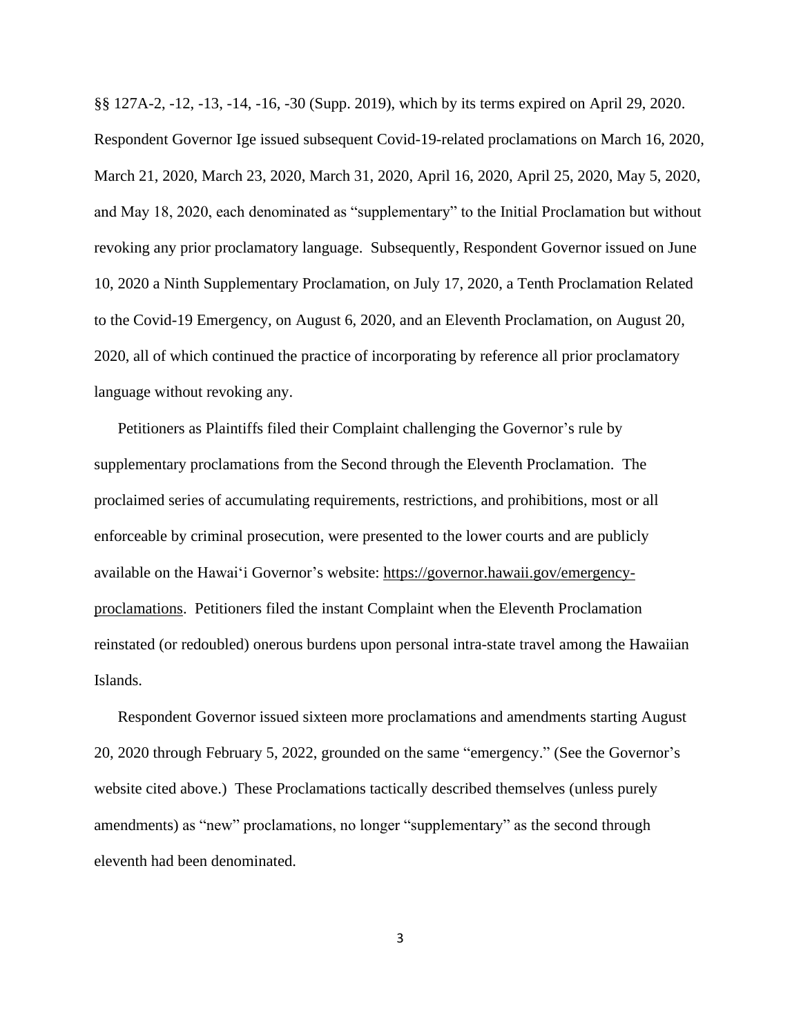§§ 127A-2, -12, -13, -14, -16, -30 (Supp. 2019), which by its terms expired on April 29, 2020. Respondent Governor Ige issued subsequent Covid-19-related proclamations on March 16, 2020, March 21, 2020, March 23, 2020, March 31, 2020, April 16, 2020, April 25, 2020, May 5, 2020, and May 18, 2020, each denominated as "supplementary" to the Initial Proclamation but without revoking any prior proclamatory language. Subsequently, Respondent Governor issued on June 10, 2020 a Ninth Supplementary Proclamation, on July 17, 2020, a Tenth Proclamation Related to the Covid-19 Emergency, on August 6, 2020, and an Eleventh Proclamation, on August 20, 2020, all of which continued the practice of incorporating by reference all prior proclamatory language without revoking any.

Petitioners as Plaintiffs filed their Complaint challenging the Governor's rule by supplementary proclamations from the Second through the Eleventh Proclamation. The proclaimed series of accumulating requirements, restrictions, and prohibitions, most or all enforceable by criminal prosecution, were presented to the lower courts and are publicly available on the Hawai'i Governor's website: https://governor.hawaii.gov/emergency-proclamations. Petitioners filed the instant Complaint when the Eleventh Proclamation reinstated (or redoubled) onerous burdens upon personal intra-state travel among the Hawaiian Islands.

Respondent Governor issued sixteen more proclamations and amendments starting August 20, 2020 through February 5, 2022, grounded on the same "emergency." (See the Governor's website cited above.) These Proclamations tactically described themselves (unless purely amendments) as "new" proclamations, no longer "supplementary" as the second through eleventh had been denominated.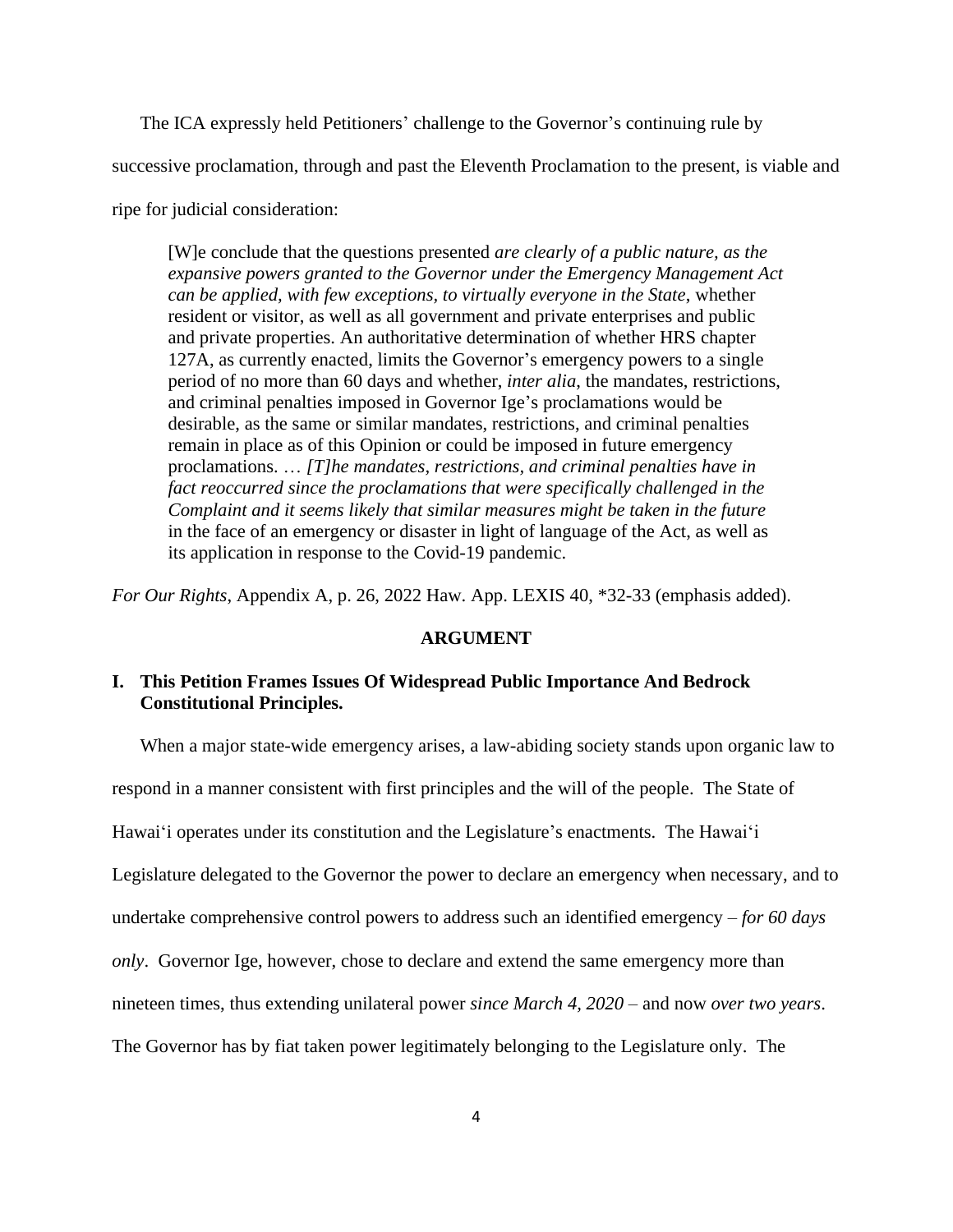The ICA expressly held Petitioners' challenge to the Governor's continuing rule by successive proclamation, through and past the Eleventh Proclamation to the present, is viable and ripe for judicial consideration:

> [W]e conclude that the questions presented *are clearly of a public nature, as the expansive powers granted to the Governor under the Emergency Management Act can be applied, with few exceptions, to virtually everyone in the State*, whether resident or visitor, as well as all government and private enterprises and public and private properties. An authoritative determination of whether HRS chapter 127A, as currently enacted, limits the Governor's emergency powers to a single period of no more than 60 days and whether, *inter alia*, the mandates, restrictions, and criminal penalties imposed in Governor Ige's proclamations would be desirable, as the same or similar mandates, restrictions, and criminal penalties remain in place as of this Opinion or could be imposed in future emergency proclamations. … *[T]he mandates, restrictions, and criminal penalties have in fact reoccurred since the proclamations that were specifically challenged in the Complaint and it seems likely that similar measures might be taken in the future* in the face of an emergency or disaster in light of language of the Act, as well as its application in response to the Covid-19 pandemic.

*For Our Rights*, Appendix A, p. 26, 2022 Haw. App. LEXIS 40, *32-33 (emphasis added).

## ARGUMENT

### I. This Petition Frames Issues Of Widespread Public Importance And Bedrock Constitutional Principles.

When a major state-wide emergency arises, a law-abiding society stands upon organic law to respond in a manner consistent with first principles and the will of the people. The State of Hawaiʻi operates under its constitution and the Legislature's enactments. The Hawaiʻi Legislature delegated to the Governor the power to declare an emergency when necessary, and to undertake comprehensive control powers to address such an identified emergency – *for 60 days only*. Governor Ige, however, chose to declare and extend the same emergency more than nineteen times, thus extending unilateral power *since March 4, 2020* – and now *over two years*. The Governor has by fiat taken power legitimately belonging to the Legislature only. The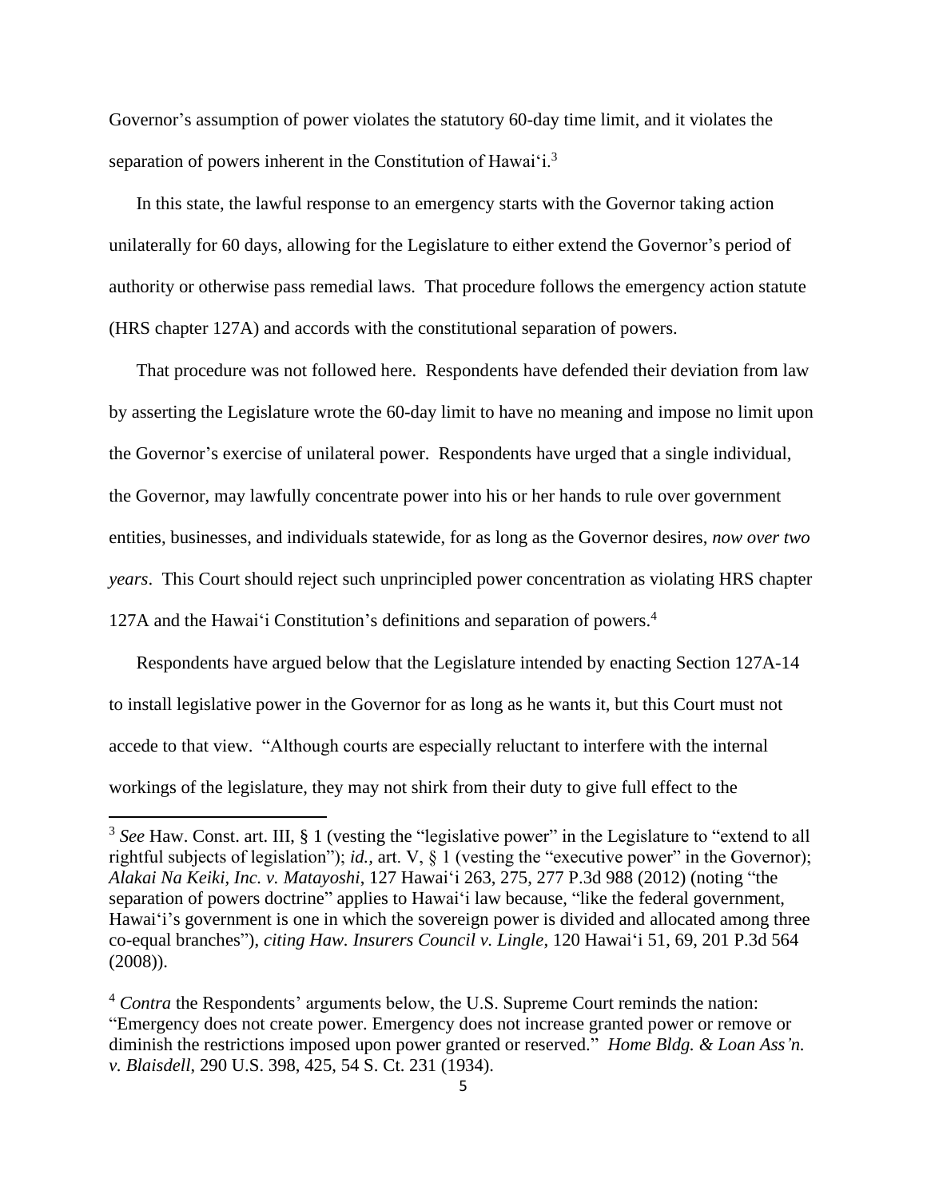Governor's assumption of power violates the statutory 60-day time limit, and it violates the separation of powers inherent in the Constitution of Hawai'i.[3]

In this state, the lawful response to an emergency starts with the Governor taking action unilaterally for 60 days, allowing for the Legislature to either extend the Governor's period of authority or otherwise pass remedial laws. That procedure follows the emergency action statute (HRS chapter 127A) and accords with the constitutional separation of powers.

That procedure was not followed here. Respondents have defended their deviation from law by asserting the Legislature wrote the 60-day limit to have no meaning and impose no limit upon the Governor's exercise of unilateral power. Respondents have urged that a single individual, the Governor, may lawfully concentrate power into his or her hands to rule over government entities, businesses, and individuals statewide, for as long as the Governor desires, *now over two years*. This Court should reject such unprincipled power concentration as violating HRS chapter 127A and the Hawai'i Constitution's definitions and separation of powers.[4]

Respondents have argued below that the Legislature intended by enacting Section 127A-14 to install legislative power in the Governor for as long as he wants it, but this Court must not accede to that view. "Although courts are especially reluctant to interfere with the internal workings of the legislature, they may not shirk from their duty to give full effect to the

---

[3] *See* Haw. Const. art. III, § 1 (vesting the "legislative power" in the Legislature to "extend to all rightful subjects of legislation"); *id.*, art. V, § 1 (vesting the "executive power" in the Governor); *Alakai Na Keiki, Inc. v. Matayoshi*, 127 Hawai'i 263, 275, 277 P.3d 988 (2012) (noting "the separation of powers doctrine" applies to Hawai'i law because, "like the federal government, Hawai'i's government is one in which the sovereign power is divided and allocated among three co-equal branches"), *citing Haw. Insurers Council v. Lingle*, 120 Hawai'i 51, 69, 201 P.3d 564 (2008)).

[4] *Contra* the Respondents' arguments below, the U.S. Supreme Court reminds the nation: "Emergency does not create power. Emergency does not increase granted power or remove or diminish the restrictions imposed upon power granted or reserved." *Home Bldg. & Loan Ass'n. v. Blaisdell*, 290 U.S. 398, 425, 54 S. Ct. 231 (1934).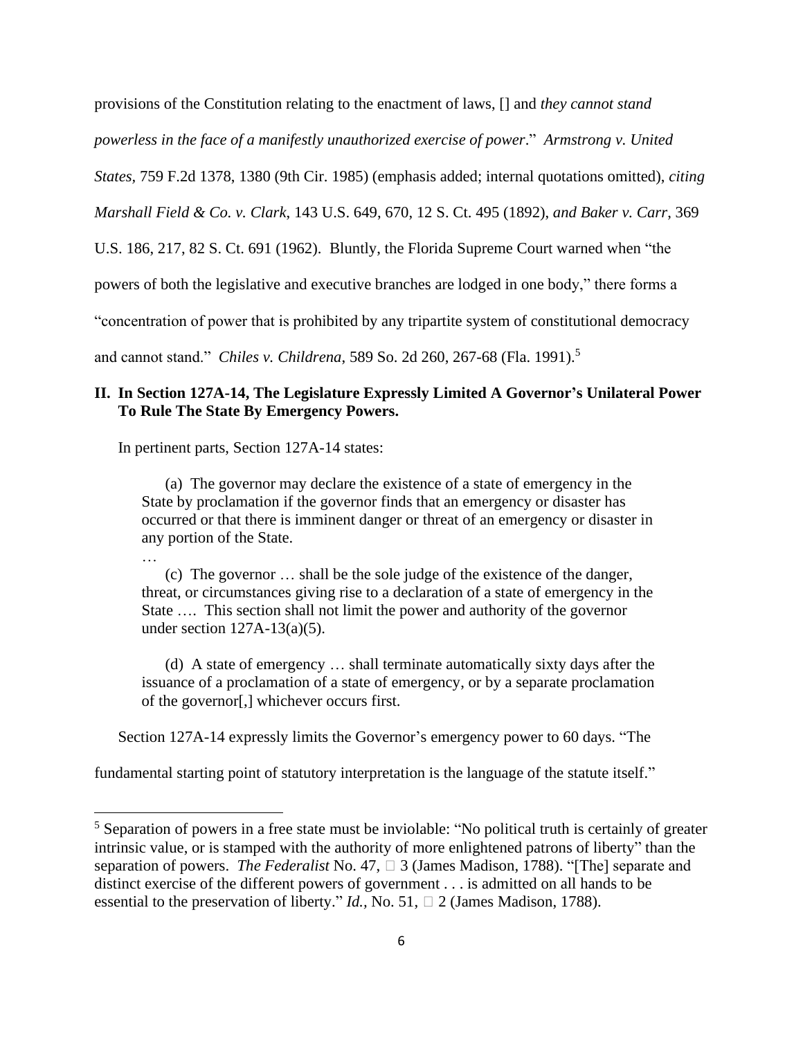provisions of the Constitution relating to the enactment of laws, [] and *they cannot stand powerless in the face of a manifestly unauthorized exercise of power*." *Armstrong v. United States*, 759 F.2d 1378, 1380 (9th Cir. 1985) (emphasis added; internal quotations omitted), *citing Marshall Field & Co. v. Clark*, 143 U.S. 649, 670, 12 S. Ct. 495 (1892), *and Baker v. Carr*, 369 U.S. 186, 217, 82 S. Ct. 691 (1962). Bluntly, the Florida Supreme Court warned when "the powers of both the legislative and executive branches are lodged in one body," there forms a "concentration of power that is prohibited by any tripartite system of constitutional democracy and cannot stand." *Chiles v. Childrena*, 589 So. 2d 260, 267-68 (Fla. 1991).[5]

## II. In Section 127A-14, The Legislature Expressly Limited A Governor's Unilateral Power To Rule The State By Emergency Powers.

In pertinent parts, Section 127A-14 states:

> (a) The governor may declare the existence of a state of emergency in the State by proclamation if the governor finds that an emergency or disaster has occurred or that there is imminent danger or threat of an emergency or disaster in any portion of the State.
>
> …
>
> (c) The governor … shall be the sole judge of the existence of the danger, threat, or circumstances giving rise to a declaration of a state of emergency in the State …. This section shall not limit the power and authority of the governor under section 127A-13(a)(5).
>
> (d) A state of emergency … shall terminate automatically sixty days after the issuance of a proclamation of a state of emergency, or by a separate proclamation of the governor[,] whichever occurs first.

Section 127A-14 expressly limits the Governor's emergency power to 60 days. "The fundamental starting point of statutory interpretation is the language of the statute itself."

[5] Separation of powers in a free state must be inviolable: "No political truth is certainly of greater intrinsic value, or is stamped with the authority of more enlightened patrons of liberty" than the separation of powers. *The Federalist* No. 47, ¶ 3 (James Madison, 1788). "[The] separate and distinct exercise of the different powers of government . . . is admitted on all hands to be essential to the preservation of liberty." *Id.*, No. 51, ¶ 2 (James Madison, 1788).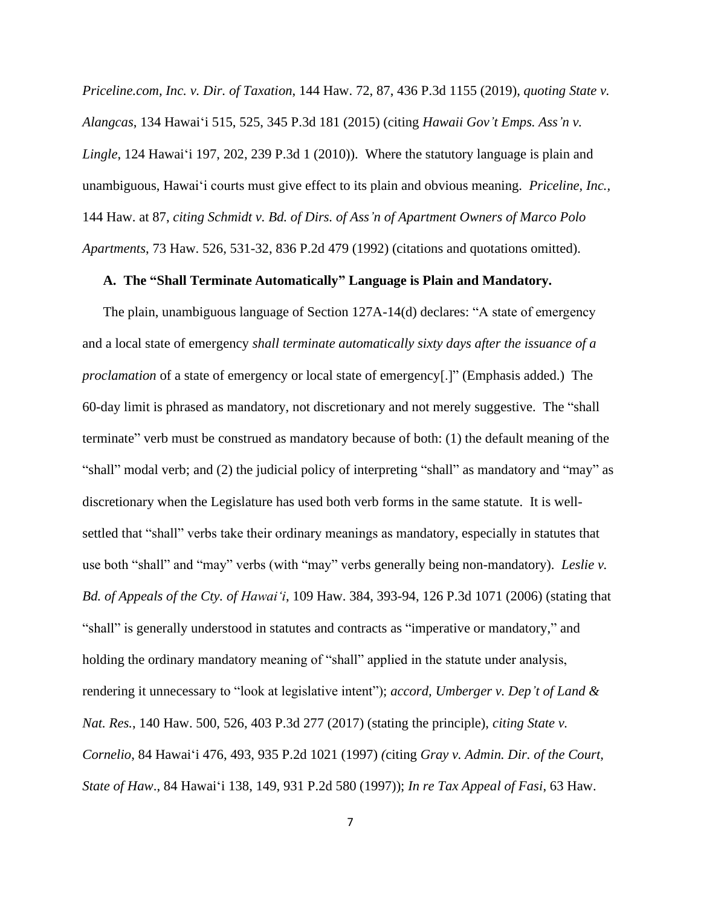*Priceline.com, Inc. v. Dir. of Taxation*, 144 Haw. 72, 87, 436 P.3d 1155 (2019), *quoting State v. Alangcas*, 134 Hawai‘i 515, 525, 345 P.3d 181 (2015) (citing *Hawaii Gov't Emps. Ass'n v. Lingle*, 124 Hawai‘i 197, 202, 239 P.3d 1 (2010)). Where the statutory language is plain and unambiguous, Hawai‘i courts must give effect to its plain and obvious meaning. *Priceline, Inc.*, 144 Haw. at 87, *citing Schmidt v. Bd. of Dirs. of Ass'n of Apartment Owners of Marco Polo Apartments*, 73 Haw. 526, 531-32, 836 P.2d 479 (1992) (citations and quotations omitted).

### A. The "Shall Terminate Automatically" Language is Plain and Mandatory.

The plain, unambiguous language of Section 127A-14(d) declares: "A state of emergency and a local state of emergency *shall terminate automatically sixty days after the issuance of a proclamation* of a state of emergency or local state of emergency[.]" (Emphasis added.) The 60-day limit is phrased as mandatory, not discretionary and not merely suggestive. The "shall terminate" verb must be construed as mandatory because of both: (1) the default meaning of the "shall" modal verb; and (2) the judicial policy of interpreting "shall" as mandatory and "may" as discretionary when the Legislature has used both verb forms in the same statute. It is well-settled that "shall" verbs take their ordinary meanings as mandatory, especially in statutes that use both "shall" and "may" verbs (with "may" verbs generally being non-mandatory). *Leslie v. Bd. of Appeals of the Cty. of Hawai'i*, 109 Haw. 384, 393-94, 126 P.3d 1071 (2006) (stating that "shall" is generally understood in statutes and contracts as "imperative or mandatory," and holding the ordinary mandatory meaning of "shall" applied in the statute under analysis, rendering it unnecessary to "look at legislative intent"); *accord, Umberger v. Dep't of Land & Nat. Res.*, 140 Haw. 500, 526, 403 P.3d 277 (2017) (stating the principle), *citing State v. Cornelio*, 84 Hawai‘i 476, 493, 935 P.2d 1021 (1997) (citing *Gray v. Admin. Dir. of the Court, State of Haw*., 84 Hawai‘i 138, 149, 931 P.2d 580 (1997)); *In re Tax Appeal of Fasi*, 63 Haw.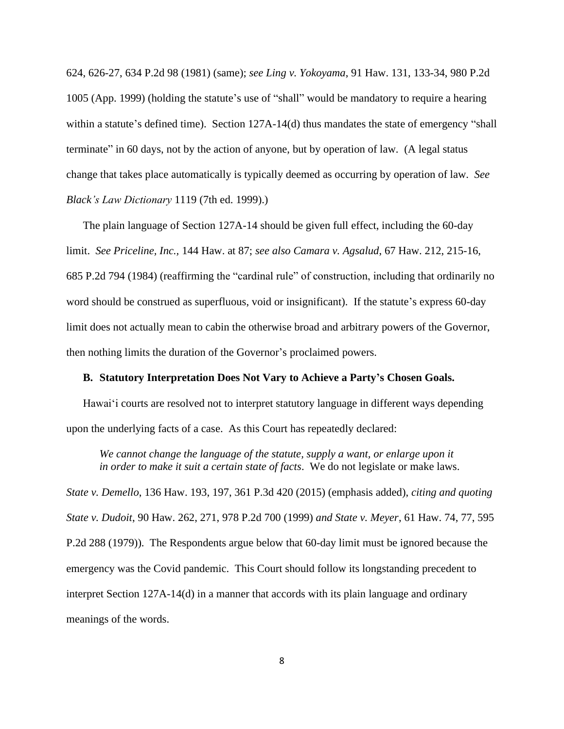624, 626-27, 634 P.2d 98 (1981) (same); *see Ling v. Yokoyama*, 91 Haw. 131, 133-34, 980 P.2d 1005 (App. 1999) (holding the statute's use of "shall" would be mandatory to require a hearing within a statute's defined time). Section 127A-14(d) thus mandates the state of emergency "shall terminate" in 60 days, not by the action of anyone, but by operation of law. (A legal status change that takes place automatically is typically deemed as occurring by operation of law. *See Black's Law Dictionary* 1119 (7th ed. 1999).)

The plain language of Section 127A-14 should be given full effect, including the 60-day limit. *See Priceline, Inc.,* 144 Haw. at 87; *see also Camara v. Agsalud*, 67 Haw. 212, 215-16, 685 P.2d 794 (1984) (reaffirming the "cardinal rule" of construction, including that ordinarily no word should be construed as superfluous, void or insignificant). If the statute's express 60-day limit does not actually mean to cabin the otherwise broad and arbitrary powers of the Governor, then nothing limits the duration of the Governor's proclaimed powers.

### B. Statutory Interpretation Does Not Vary to Achieve a Party's Chosen Goals.

Hawai'i courts are resolved not to interpret statutory language in different ways depending upon the underlying facts of a case. As this Court has repeatedly declared:

> *We cannot change the language of the statute, supply a want, or enlarge upon it in order to make it suit a certain state of facts*. We do not legislate or make laws.

*State v. Demello*, 136 Haw. 193, 197, 361 P.3d 420 (2015) (emphasis added), *citing and quoting State v. Dudoit*, 90 Haw. 262, 271, 978 P.2d 700 (1999) *and State v. Meyer*, 61 Haw. 74, 77, 595 P.2d 288 (1979)). The Respondents argue below that 60-day limit must be ignored because the emergency was the Covid pandemic. This Court should follow its longstanding precedent to interpret Section 127A-14(d) in a manner that accords with its plain language and ordinary meanings of the words.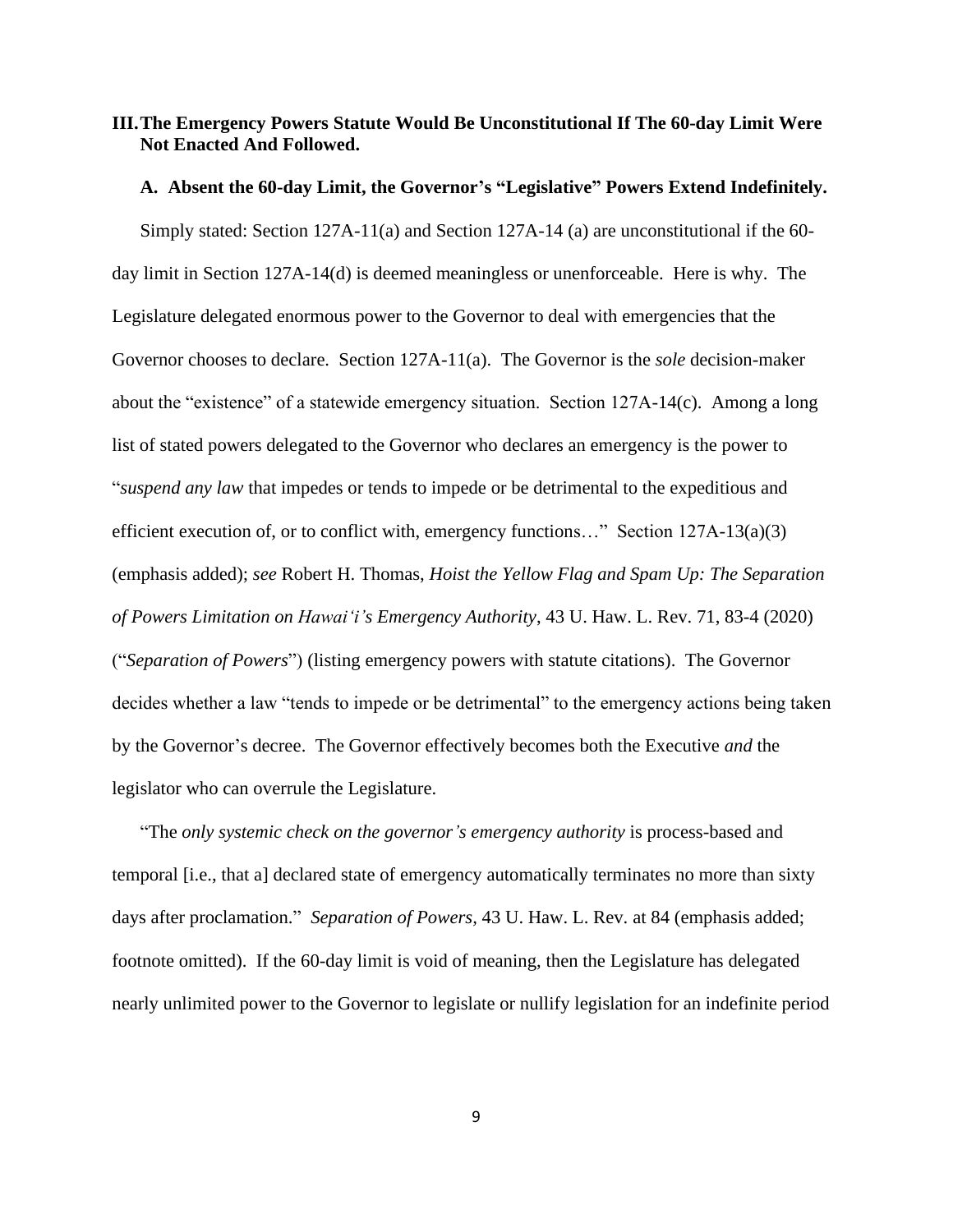## III. The Emergency Powers Statute Would Be Unconstitutional If The 60-day Limit Were Not Enacted And Followed.

### A. Absent the 60-day Limit, the Governor's "Legislative" Powers Extend Indefinitely.

Simply stated: Section 127A-11(a) and Section 127A-14 (a) are unconstitutional if the 60-day limit in Section 127A-14(d) is deemed meaningless or unenforceable. Here is why. The Legislature delegated enormous power to the Governor to deal with emergencies that the Governor chooses to declare. Section 127A-11(a). The Governor is the *sole* decision-maker about the "existence" of a statewide emergency situation. Section 127A-14(c). Among a long list of stated powers delegated to the Governor who declares an emergency is the power to "*suspend any law* that impedes or tends to impede or be detrimental to the expeditious and efficient execution of, or to conflict with, emergency functions…" Section 127A-13(a)(3) (emphasis added); *see* Robert H. Thomas, *Hoist the Yellow Flag and Spam Up: The Separation of Powers Limitation on Hawaiʻi's Emergency Authority*, 43 U. Haw. L. Rev. 71, 83-4 (2020) ("*Separation of Powers*") (listing emergency powers with statute citations). The Governor decides whether a law "tends to impede or be detrimental" to the emergency actions being taken by the Governor's decree. The Governor effectively becomes both the Executive *and* the legislator who can overrule the Legislature.

"The *only systemic check on the governor's emergency authority* is process-based and temporal [i.e., that a] declared state of emergency automatically terminates no more than sixty days after proclamation." *Separation of Powers,* 43 U. Haw. L. Rev. at 84 (emphasis added; footnote omitted). If the 60-day limit is void of meaning, then the Legislature has delegated nearly unlimited power to the Governor to legislate or nullify legislation for an indefinite period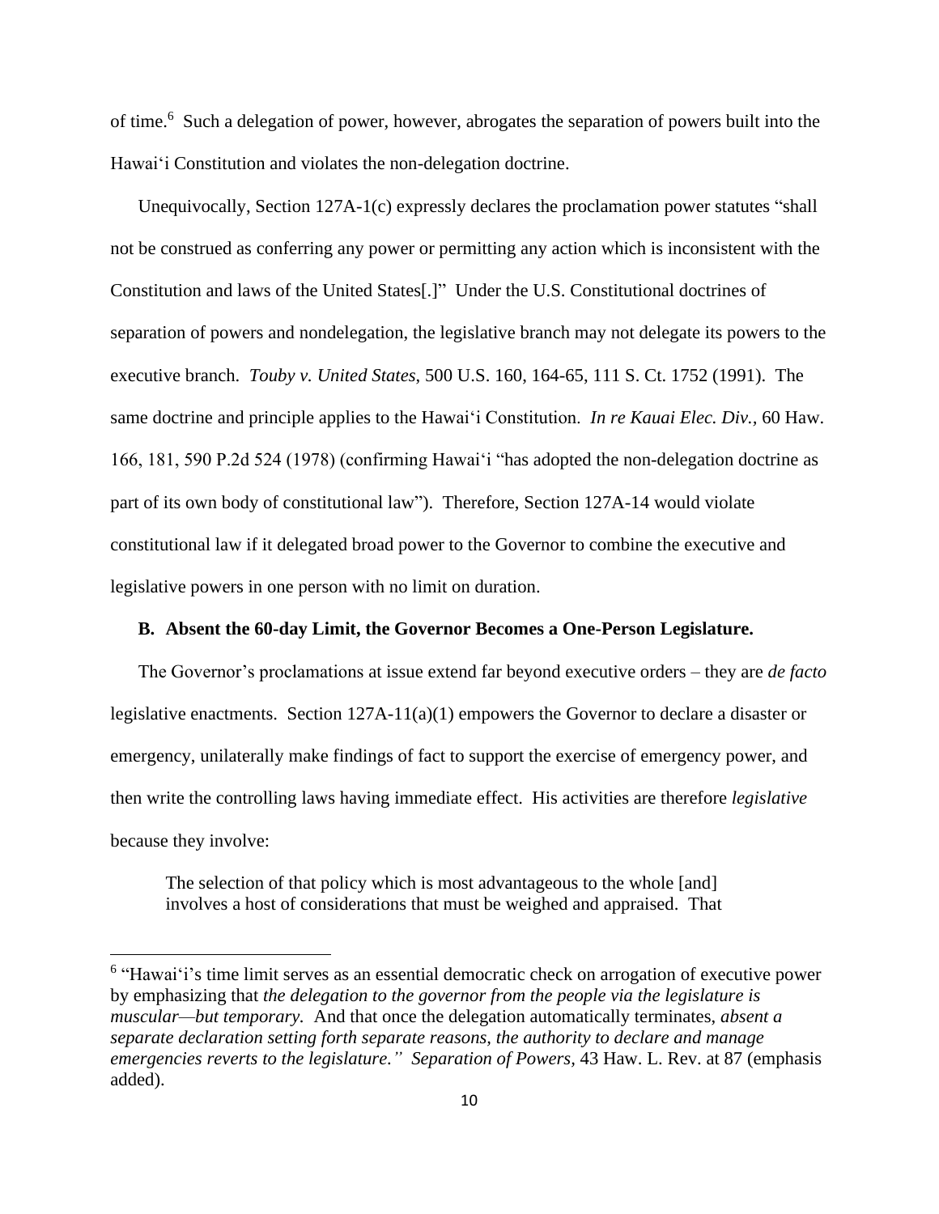of time.[6] Such a delegation of power, however, abrogates the separation of powers built into the Hawaiʻi Constitution and violates the non-delegation doctrine.

Unequivocally, Section 127A-1(c) expressly declares the proclamation power statutes "shall not be construed as conferring any power or permitting any action which is inconsistent with the Constitution and laws of the United States[.]" Under the U.S. Constitutional doctrines of separation of powers and nondelegation, the legislative branch may not delegate its powers to the executive branch. *Touby v. United States*, 500 U.S. 160, 164-65, 111 S. Ct. 1752 (1991). The same doctrine and principle applies to the Hawaiʻi Constitution. *In re Kauai Elec. Div.,* 60 Haw. 166, 181, 590 P.2d 524 (1978) (confirming Hawaiʻi "has adopted the non-delegation doctrine as part of its own body of constitutional law"). Therefore, Section 127A-14 would violate constitutional law if it delegated broad power to the Governor to combine the executive and legislative powers in one person with no limit on duration.

**B. Absent the 60-day Limit, the Governor Becomes a One-Person Legislature.**

The Governor's proclamations at issue extend far beyond executive orders – they are *de facto* legislative enactments. Section 127A-11(a)(1) empowers the Governor to declare a disaster or emergency, unilaterally make findings of fact to support the exercise of emergency power, and then write the controlling laws having immediate effect. His activities are therefore *legislative* because they involve:

> The selection of that policy which is most advantageous to the whole [and] involves a host of considerations that must be weighed and appraised. That

[6] "Hawaiʻi's time limit serves as an essential democratic check on arrogation of executive power by emphasizing that *the delegation to the governor from the people via the legislature is muscular—but temporary.* And that once the delegation automatically terminates, *absent a separate declaration setting forth separate reasons, the authority to declare and manage emergencies reverts to the legislature." Separation of Powers,* 43 Haw. L. Rev. at 87 (emphasis added).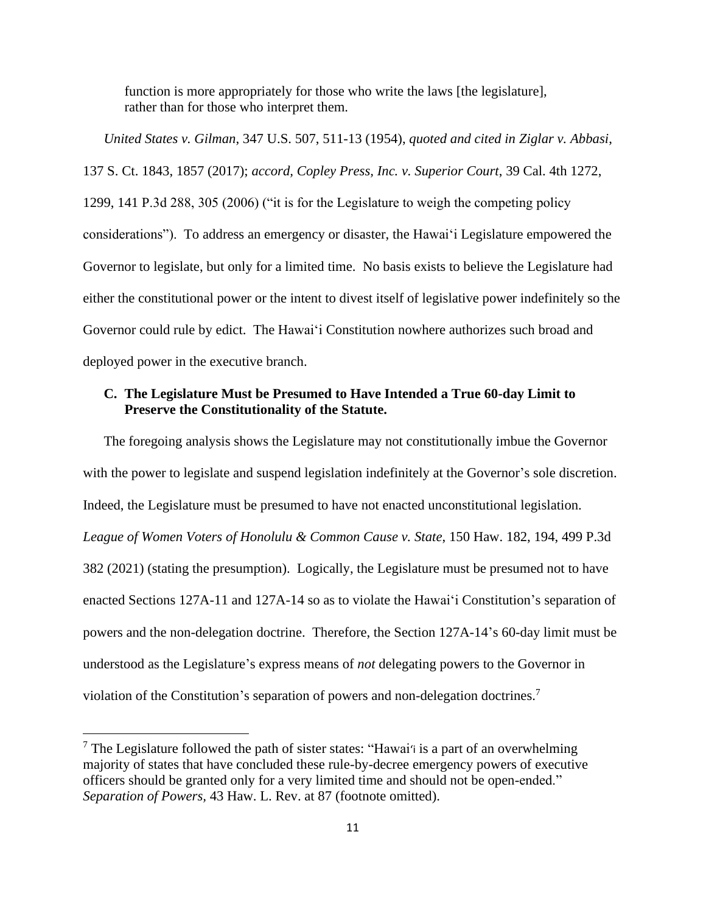function is more appropriately for those who write the laws [the legislature], rather than for those who interpret them.

*United States v. Gilman*, 347 U.S. 507, 511-13 (1954), *quoted and cited in Ziglar v. Abbasi*, 137 S. Ct. 1843, 1857 (2017); *accord*, *Copley Press, Inc. v. Superior Court*, 39 Cal. 4th 1272, 1299, 141 P.3d 288, 305 (2006) ("it is for the Legislature to weigh the competing policy considerations"). To address an emergency or disaster, the Hawaiʻi Legislature empowered the Governor to legislate, but only for a limited time. No basis exists to believe the Legislature had either the constitutional power or the intent to divest itself of legislative power indefinitely so the Governor could rule by edict. The Hawaiʻi Constitution nowhere authorizes such broad and deployed power in the executive branch.

### C. The Legislature Must be Presumed to Have Intended a True 60-day Limit to Preserve the Constitutionality of the Statute.

The foregoing analysis shows the Legislature may not constitutionally imbue the Governor with the power to legislate and suspend legislation indefinitely at the Governor's sole discretion. Indeed, the Legislature must be presumed to have not enacted unconstitutional legislation. *League of Women Voters of Honolulu & Common Cause v. State*, 150 Haw. 182, 194, 499 P.3d 382 (2021) (stating the presumption). Logically, the Legislature must be presumed not to have enacted Sections 127A-11 and 127A-14 so as to violate the Hawaiʻi Constitution's separation of powers and the non-delegation doctrine. Therefore, the Section 127A-14's 60-day limit must be understood as the Legislature's express means of *not* delegating powers to the Governor in violation of the Constitution's separation of powers and non-delegation doctrines.[7]

[7] The Legislature followed the path of sister states: "Hawaiʻi is a part of an overwhelming majority of states that have concluded these rule-by-decree emergency powers of executive officers should be granted only for a very limited time and should not be open-ended." *Separation of Powers*, 43 Haw. L. Rev. at 87 (footnote omitted).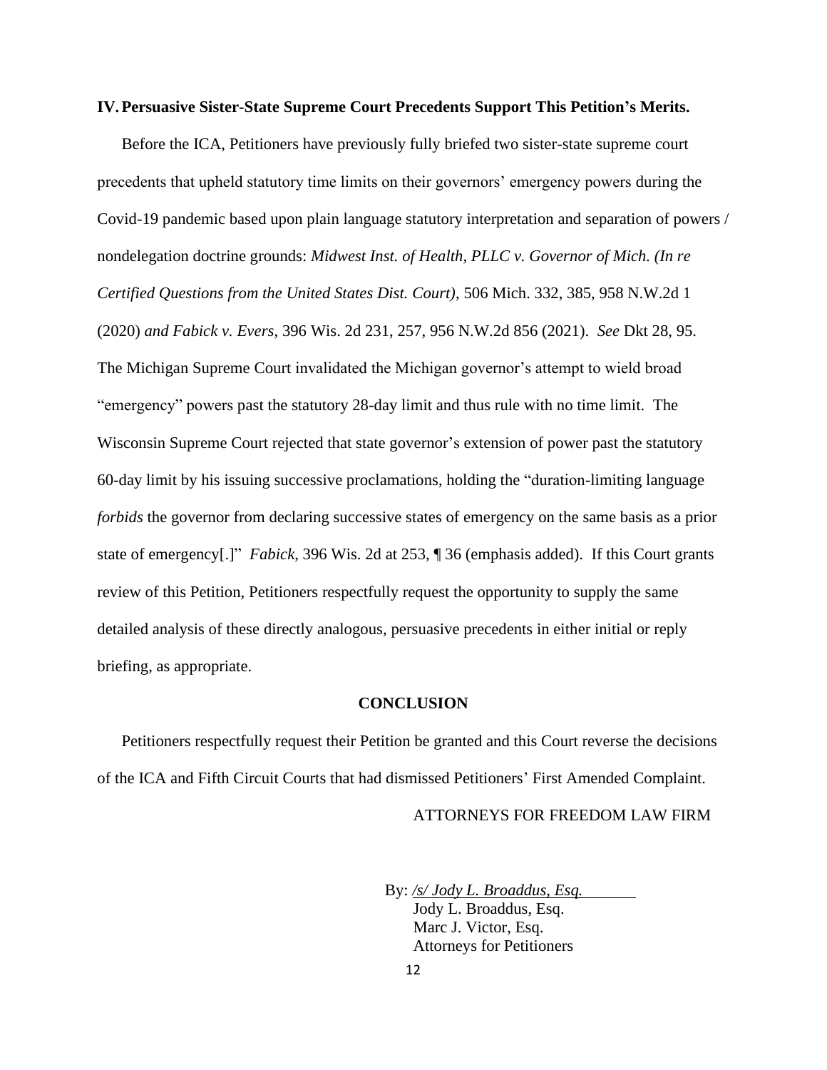## IV. Persuasive Sister-State Supreme Court Precedents Support This Petition's Merits.

Before the ICA, Petitioners have previously fully briefed two sister-state supreme court precedents that upheld statutory time limits on their governors' emergency powers during the Covid-19 pandemic based upon plain language statutory interpretation and separation of powers / nondelegation doctrine grounds: *Midwest Inst. of Health, PLLC v. Governor of Mich. (In re Certified Questions from the United States Dist. Court)*, 506 Mich. 332, 385, 958 N.W.2d 1 (2020) *and Fabick v. Evers*, 396 Wis. 2d 231, 257, 956 N.W.2d 856 (2021). *See* Dkt 28, 95. The Michigan Supreme Court invalidated the Michigan governor's attempt to wield broad "emergency" powers past the statutory 28-day limit and thus rule with no time limit. The Wisconsin Supreme Court rejected that state governor's extension of power past the statutory 60-day limit by his issuing successive proclamations, holding the "duration-limiting language *forbids* the governor from declaring successive states of emergency on the same basis as a prior state of emergency[.]" *Fabick,* 396 Wis. 2d at 253, ¶ 36 (emphasis added). If this Court grants review of this Petition, Petitioners respectfully request the opportunity to supply the same detailed analysis of these directly analogous, persuasive precedents in either initial or reply briefing, as appropriate.

## CONCLUSION

Petitioners respectfully request their Petition be granted and this Court reverse the decisions of the ICA and Fifth Circuit Courts that had dismissed Petitioners' First Amended Complaint.

ATTORNEYS FOR FREEDOM LAW FIRM

By: */s/ Jody L. Broaddus, Esq.*
Jody L. Broaddus, Esq.
Marc J. Victor, Esq.
Attorneys for Petitioners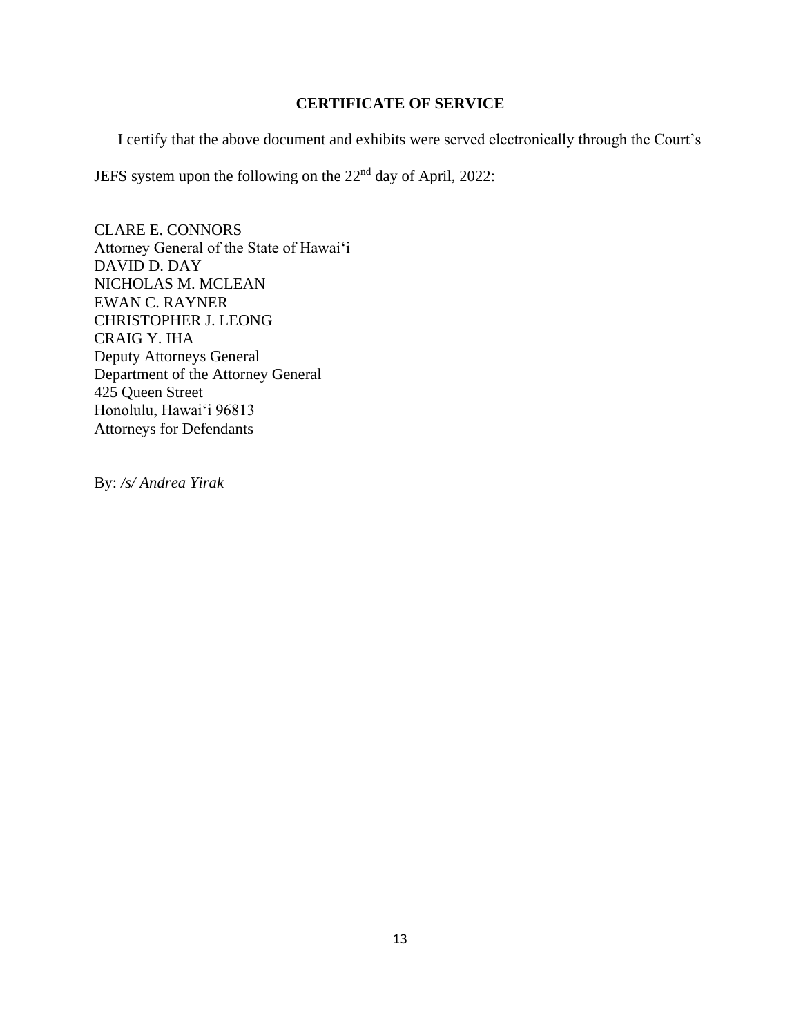**CERTIFICATE OF SERVICE**

I certify that the above document and exhibits were served electronically through the Court's JEFS system upon the following on the 22nd day of April, 2022:

CLARE E. CONNORS
Attorney General of the State of Hawai'i
DAVID D. DAY
NICHOLAS M. MCLEAN
EWAN C. RAYNER
CHRISTOPHER J. LEONG
CRAIG Y. IHA
Deputy Attorneys General
Department of the Attorney General
425 Queen Street
Honolulu, Hawai'i 96813
Attorneys for Defendants

By: */s/ Andrea Yirak*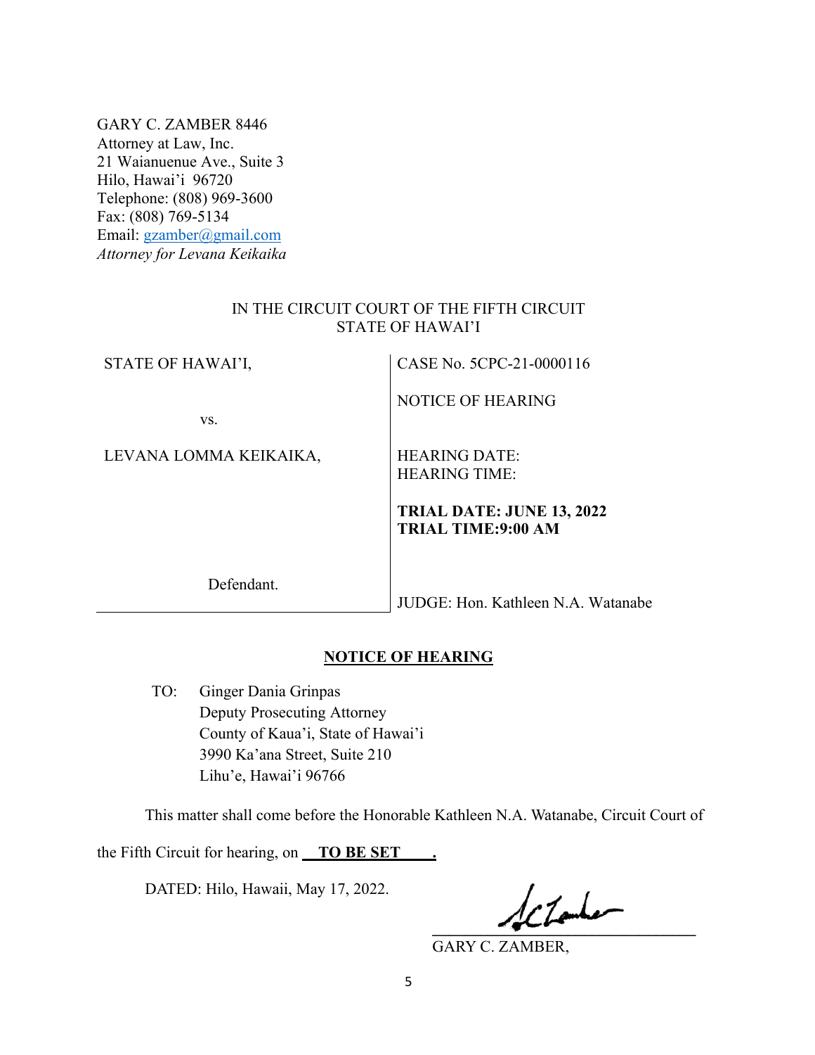GARY C. ZAMBER 8446
Attorney at Law, Inc.
21 Waianuenue Ave., Suite 3
Hilo, Hawai'i 96720
Telephone: (808) 969-3600
Fax: (808) 769-5134
Email: gzamber@gmail.com
*Attorney for Levana Keikaika*

IN THE CIRCUIT COURT OF THE FIFTH CIRCUIT
STATE OF HAWAI'I

| | |
|---|---|
| STATE OF HAWAI'I, | CASE No. 5CPC-21-0000116 |
| vs. | NOTICE OF HEARING |
| LEVANA LOMMA KEIKAIKA, | HEARING DATE:<br>HEARING TIME: |
| | **TRIAL DATE: JUNE 13, 2022**<br>**TRIAL TIME:9:00 AM** |
| Defendant. | JUDGE: Hon. Kathleen N.A. Watanabe |

## NOTICE OF HEARING

TO: Ginger Dania Grinpas
Deputy Prosecuting Attorney
County of Kaua'i, State of Hawai'i
3990 Ka'ana Street, Suite 210
Lihu'e, Hawai'i 96766

This matter shall come before the Honorable Kathleen N.A. Watanabe, Circuit Court of the Fifth Circuit for hearing, on **TO BE SET** .

DATED: Hilo, Hawaii, May 17, 2022.

GARY C. ZAMBER,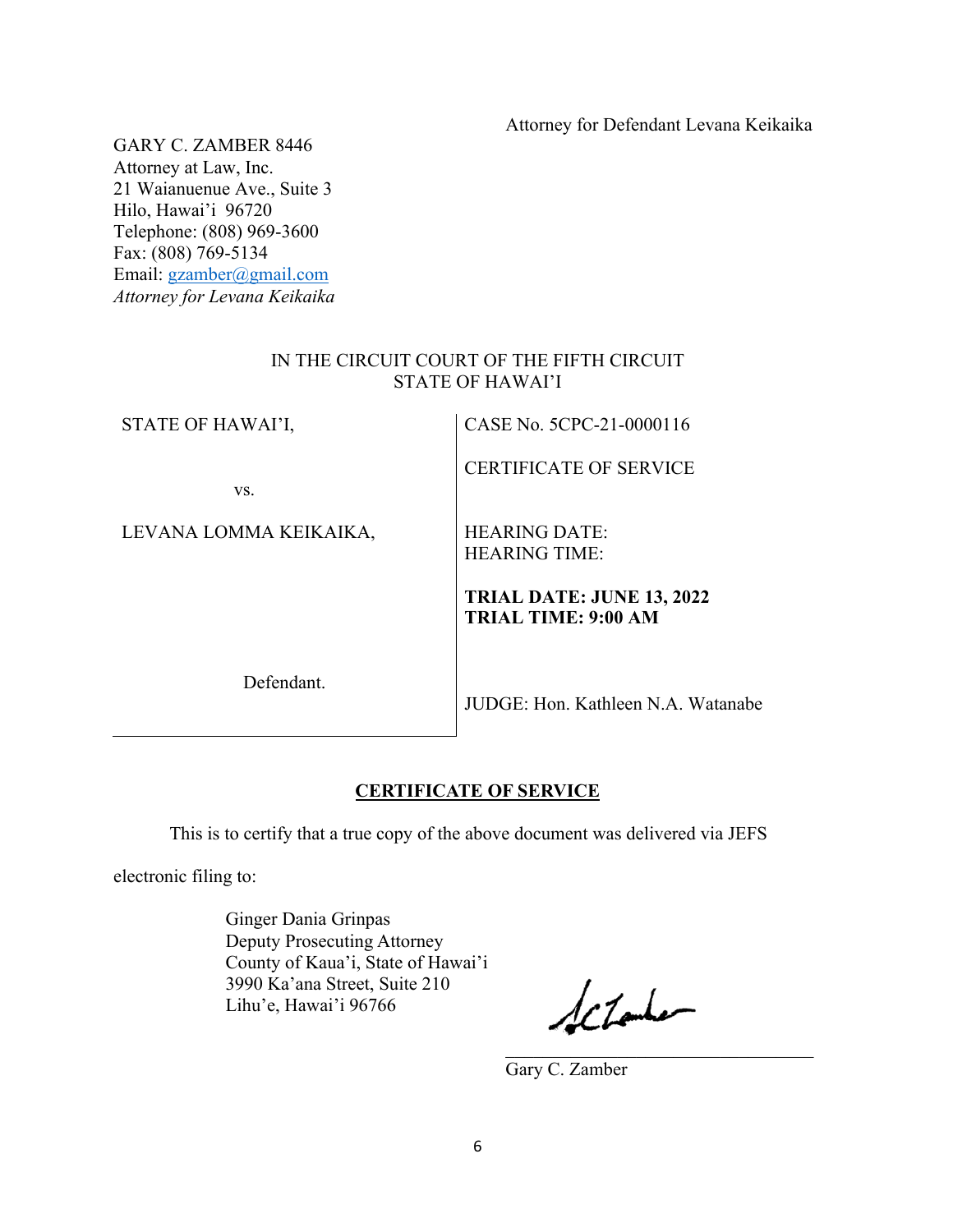Attorney for Defendant Levana Keikaika

GARY C. ZAMBER 8446
Attorney at Law, Inc.
21 Waianuenue Ave., Suite 3
Hilo, Hawai'i 96720
Telephone: (808) 969-3600
Fax: (808) 769-5134
Email: gzamber@gmail.com
*Attorney for Levana Keikaika*

IN THE CIRCUIT COURT OF THE FIFTH CIRCUIT
STATE OF HAWAI'I

| | |
|---|---|
| STATE OF HAWAI'I,<br><br>vs.<br><br>LEVANA LOMMA KEIKAIKA,<br><br>Defendant. | CASE No. 5CPC-21-0000116<br><br>CERTIFICATE OF SERVICE<br><br>HEARING DATE:<br>HEARING TIME:<br><br>**TRIAL DATE: JUNE 13, 2022**<br>**TRIAL TIME: 9:00 AM**<br><br>JUDGE: Hon. Kathleen N.A. Watanabe |

## CERTIFICATE OF SERVICE

This is to certify that a true copy of the above document was delivered via JEFS electronic filing to:

Ginger Dania Grinpas
Deputy Prosecuting Attorney
County of Kaua'i, State of Hawai'i
3990 Ka'ana Street, Suite 210
Lihu'e, Hawai'i 96766

_______________________________
Gary C. Zamber